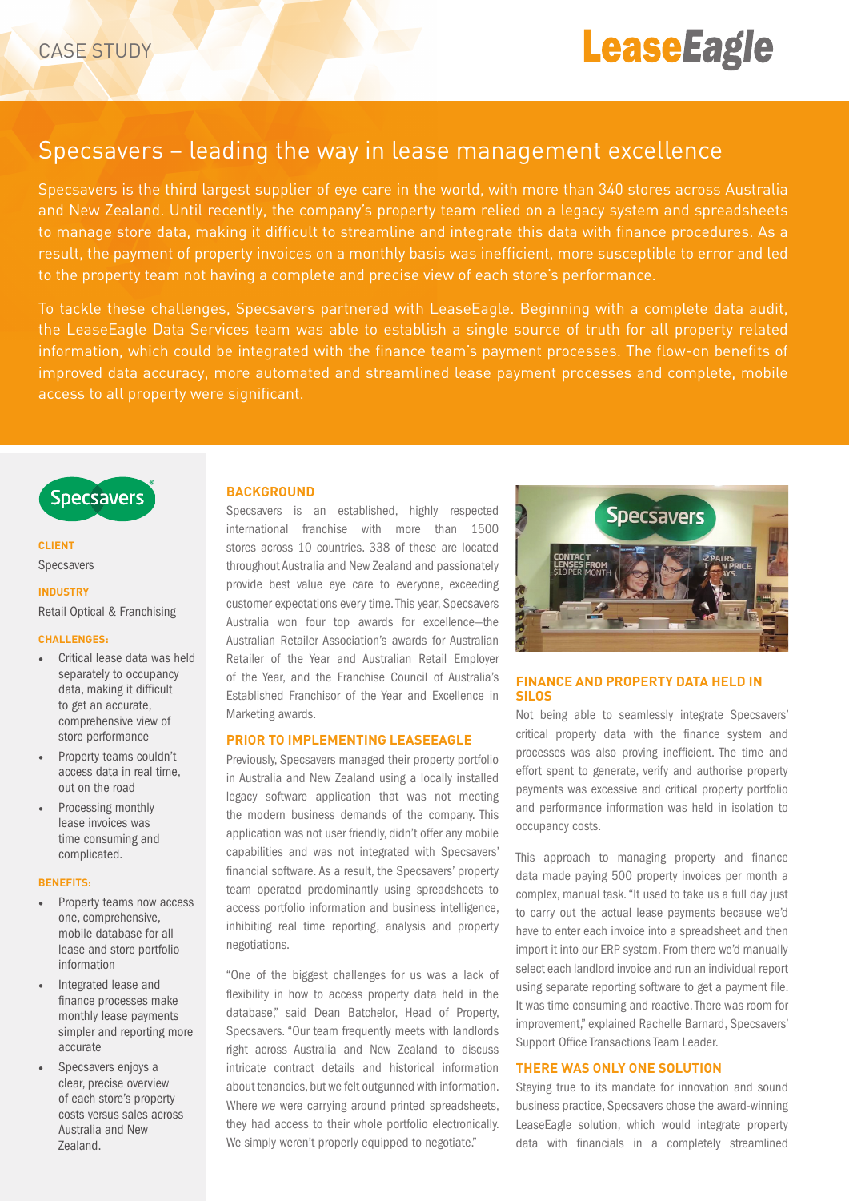CASE STUDY

LeaseEagle

# Specsavers – leading the way in lease management excellence

Specsavers is the third largest supplier of eye care in the world, with more than 340 stores across Australia and New Zealand. Until recently, the company's property team relied on a legacy system and spreadsheets to manage store data, making it difficult to streamline and integrate this data with finance procedures. As a result, the payment of property invoices on a monthly basis was inefficient, more susceptible to error and led to the property team not having a complete and precise view of each store's performance.

To tackle these challenges, Specsavers partnered with LeaseEagle. Beginning with a complete data audit, the LeaseEagle Data Services team was able to establish a single source of truth for all property related information, which could be integrated with the finance team's payment processes. The flow-on benefits of improved data accuracy, more automated and streamlined lease payment processes and complete, mobile access to all property were significant.

**CLIENT**

Specsavers

**INDUSTRY**

Retail Optical & Franchising

**CHALLENGES:**

- Critical lease data was held separately to occupancy data, making it difficult to get an accurate, comprehensive view of store performance
- Property teams couldn't access data in real time, out on the road
- Processing monthly lease invoices was time consuming and complicated.

**BENEFITS:**

- Property teams now access one, comprehensive, mobile database for all lease and store portfolio information
- Integrated lease and finance processes make monthly lease payments simpler and reporting more accurate
- Specsavers enjoys a clear, precise overview of each store's property costs versus sales across Australia and New Zealand.

## BACKGROUND

Specsavers is an established, highly respected international franchise with more than 1500 stores across 10 countries. 338 of these are located throughout Australia and New Zealand and passionately provide best value eye care to everyone, exceeding customer expectations every time. This year, Specsavers Australia won four top awards for excellence—the Australian Retailer Association's awards for Australian Retailer of the Year and Australian Retail Employer of the Year, and the Franchise Council of Australia's Established Franchisor of the Year and Excellence in Marketing awards.

## PRIOR TO IMPLEMENTING LEASEEAGLE

Previously, Specsavers managed their property portfolio in Australia and New Zealand using a locally installed legacy software application that was not meeting the modern business demands of the company. This application was not user friendly, didn't offer any mobile capabilities and was not integrated with Specsavers' financial software. As a result, the Specsavers' property team operated predominantly using spreadsheets to access portfolio information and business intelligence, inhibiting real time reporting, analysis and property negotiations.

"One of the biggest challenges for us was a lack of flexibility in how to access property data held in the database," said Dean Batchelor, Head of Property, Specsavers. "Our team frequently meets with landlords right across Australia and New Zealand to discuss intricate contract details and historical information about tenancies, but we felt outgunned with information. Where *we* were carrying around printed spreadsheets, they had access to their whole portfolio electronically. We simply weren't properly equipped to negotiate."

## FINANCE AND PROPERTY DATA HELD IN SILOS

Not being able to seamlessly integrate Specsavers' critical property data with the finance system and processes was also proving inefficient. The time and effort spent to generate, verify and authorise property payments was excessive and critical property portfolio and performance information was held in isolation to occupancy costs.

This approach to managing property and finance data made paying 500 property invoices per month a complex, manual task. "It used to take us a full day just to carry out the actual lease payments because we'd have to enter each invoice into a spreadsheet and then import it into our ERP system. From there we'd manually select each landlord invoice and run an individual report using separate reporting software to get a payment file. It was time consuming and reactive. There was room for improvement," explained Rachelle Barnard, Specsavers' Support Office Transactions Team Leader.

## THERE WAS ONLY ONE SOLUTION

Staying true to its mandate for innovation and sound business practice, Specsavers chose the award-winning LeaseEagle solution, which would integrate property data with financials in a completely streamlined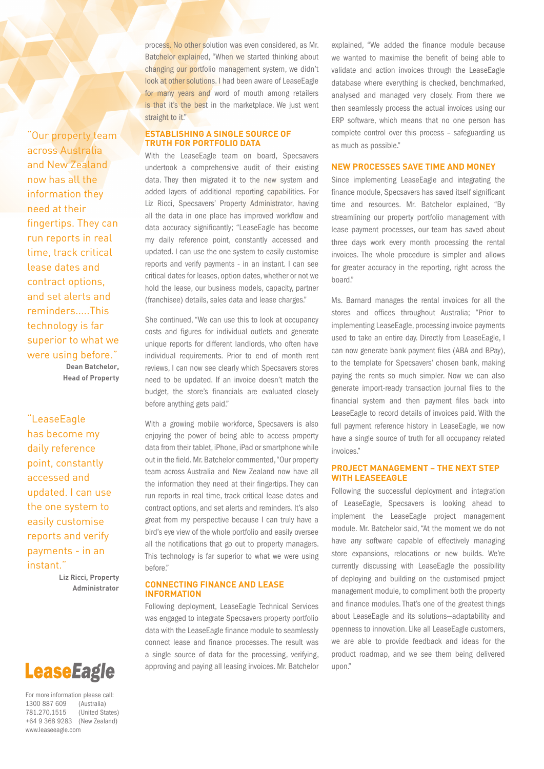"Our property team across Australia and New Zealand now has all the information they need at their fingertips. They can run reports in real time, track critical lease dates and contract options, and set alerts and reminders.....This technology is far superior to what we were using before."

**Dean Batchelor, Head of Property**

"LeaseEagle has become my daily reference point, constantly accessed and updated. I can use the one system to easily customise reports and verify payments - in an instant."

**Liz Ricci, Property Administrator**

process. No other solution was even considered, as Mr. Batchelor explained, "When we started thinking about changing our portfolio management system, we didn't look at other solutions. I had been aware of LeaseEagle for many years and word of mouth among retailers is that it's the best in the marketplace. We just went straight to it."

## ESTABLISHING A SINGLE SOURCE OF TRUTH FOR PORTFOLIO DATA

With the LeaseEagle team on board, Specsavers undertook a comprehensive audit of their existing data. They then migrated it to the new system and added layers of additional reporting capabilities. For Liz Ricci, Specsavers' Property Administrator, having all the data in one place has improved workflow and data accuracy significantly; "LeaseEagle has become my daily reference point, constantly accessed and updated. I can use the one system to easily customise reports and verify payments - in an instant. I can see critical dates for leases, option dates, whether or not we hold the lease, our business models, capacity, partner (franchisee) details, sales data and lease charges."

She continued, "We can use this to look at occupancy costs and figures for individual outlets and generate unique reports for different landlords, who often have individual requirements. Prior to end of month rent reviews, I can now see clearly which Specsavers stores need to be updated. If an invoice doesn't match the budget, the store's financials are evaluated closely before anything gets paid."

With a growing mobile workforce, Specsavers is also enjoying the power of being able to access property data from their tablet, iPhone, iPad or smartphone while out in the field. Mr. Batchelor commented, "Our property team across Australia and New Zealand now have all the information they need at their fingertips. They can run reports in real time, track critical lease dates and contract options, and set alerts and reminders. It's also great from my perspective because I can truly have a bird's eye view of the whole portfolio and easily oversee all the notifications that go out to property managers. This technology is far superior to what we were using before."

## CONNECTING FINANCE AND LEASE INFORMATION

Following deployment, LeaseEagle Technical Services was engaged to integrate Specsavers property portfolio data with the LeaseEagle finance module to seamlessly connect lease and finance processes. The result was a single source of data for the processing, verifying, approving and paying all leasing invoices. Mr. Batchelor explained, "We added the finance module because we wanted to maximise the benefit of being able to validate and action invoices through the LeaseEagle database where everything is checked, benchmarked, analysed and managed very closely. From there we then seamlessly process the actual invoices using our ERP software, which means that no one person has complete control over this process – safeguarding us as much as possible."

## NEW PROCESSES SAVE TIME AND MONEY

Since implementing LeaseEagle and integrating the finance module, Specsavers has saved itself significant time and resources. Mr. Batchelor explained, "By streamlining our property portfolio management with lease payment processes, our team has saved about three days work every month processing the rental invoices. The whole procedure is simpler and allows for greater accuracy in the reporting, right across the board."

Ms. Barnard manages the rental invoices for all the stores and offices throughout Australia; "Prior to implementing LeaseEagle, processing invoice payments used to take an entire day. Directly from LeaseEagle, I can now generate bank payment files (ABA and BPay), to the template for Specsavers' chosen bank, making paying the rents so much simpler. Now we can also generate import-ready transaction journal files to the financial system and then payment files back into LeaseEagle to record details of invoices paid. With the full payment reference history in LeaseEagle, we now have a single source of truth for all occupancy related invoices."

## PROJECT MANAGEMENT – THE NEXT STEP WITH LEASEEAGLE

Following the successful deployment and integration of LeaseEagle, Specsavers is looking ahead to implement the LeaseEagle project management module. Mr. Batchelor said, "At the moment we do not have any software capable of effectively managing store expansions, relocations or new builds. We're currently discussing with LeaseEagle the possibility of deploying and building on the customised project management module, to compliment both the property and finance modules. That's one of the greatest things about LeaseEagle and its solutions—adaptability and openness to innovation. Like all LeaseEagle customers, we are able to provide feedback and ideas for the product roadmap, and we see them being delivered upon."

**LeaseEagle**

For more information please call:
1300 887 609 (Australia)
781.270.1515 (United States)
+64 9 368 9283 (New Zealand)
www.leaseeagle.com